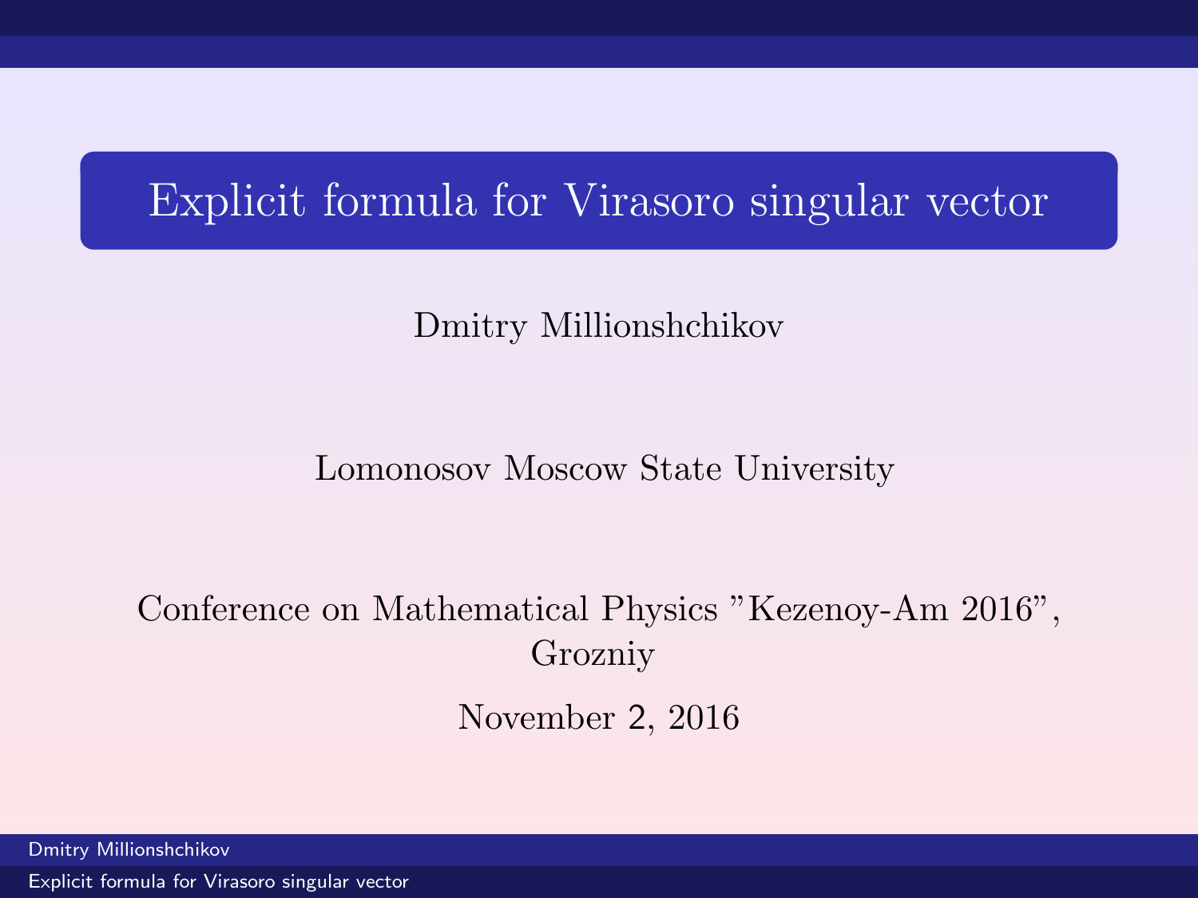# Explicit formula for Virasoro singular vector

Dmitry Millionshchikov

Lomonosov Moscow State University

Conference on Mathematical Physics "Kezenoy-Am 2016", Grozniy

November 2, 2016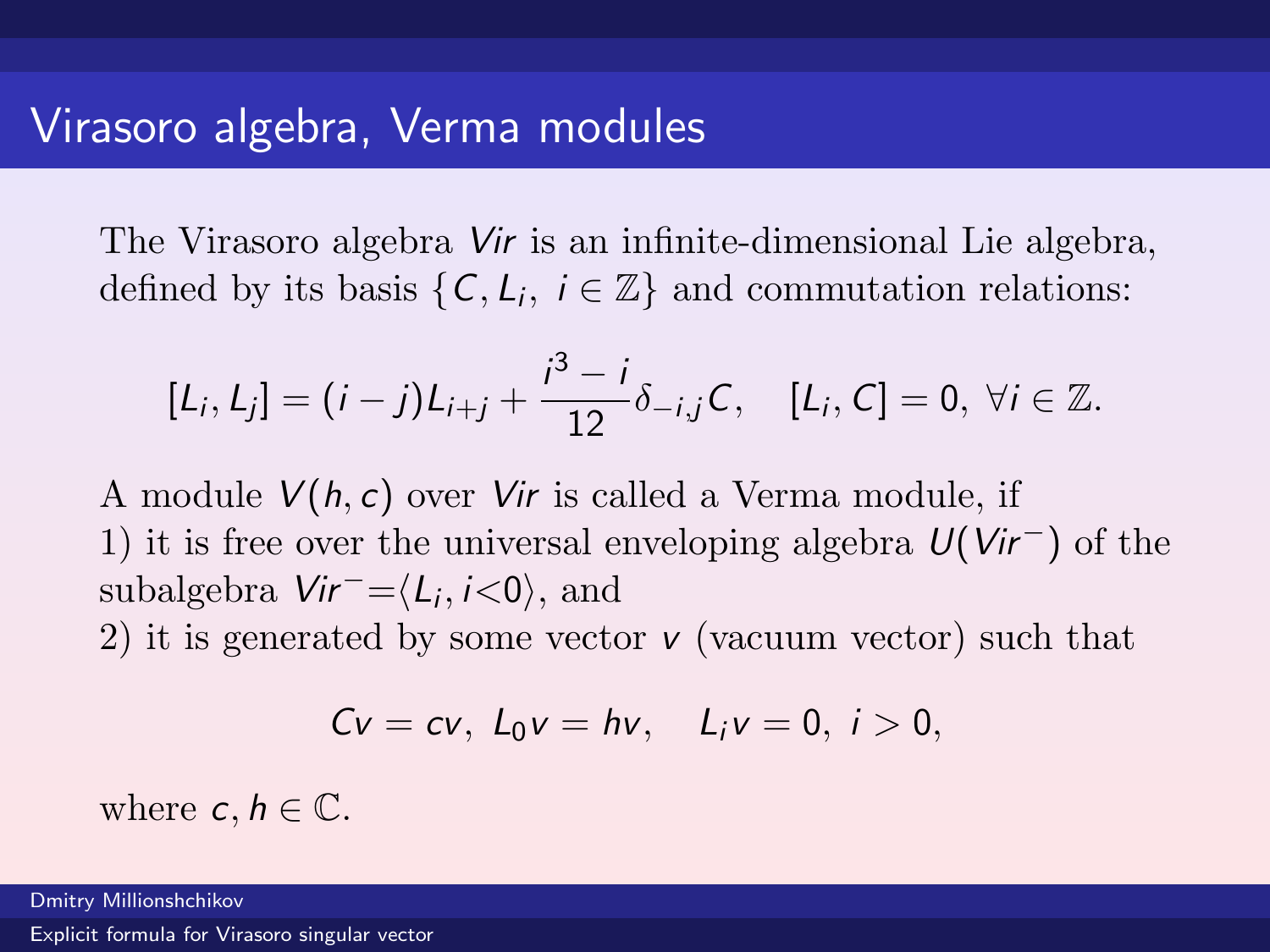# Virasoro algebra, Verma modules

The Virasoro algebra $Vir$ is an infinite-dimensional Lie algebra, defined by its basis $\{C, L_i, \ i \in \mathbb{Z}\}$ and commutation relations:

$$[L_i, L_j] = (i-j)L_{i+j} + \frac{i^3 - i}{12}\delta_{-i,j}C, \quad [L_i, C] = 0, \ \forall i \in \mathbb{Z}.$$

A module $V(h, c)$ over $Vir$ is called a Verma module, if
1) it is free over the universal enveloping algebra $U(Vir^-)$ of the subalgebra $Vir^- = \langle L_i, i<0 \rangle$, and
2) it is generated by some vector $v$ (vacuum vector) such that

$$Cv = cv, \ L_0 v = hv, \quad L_i v = 0, \ i > 0,$$

where $c, h \in \mathbb{C}$.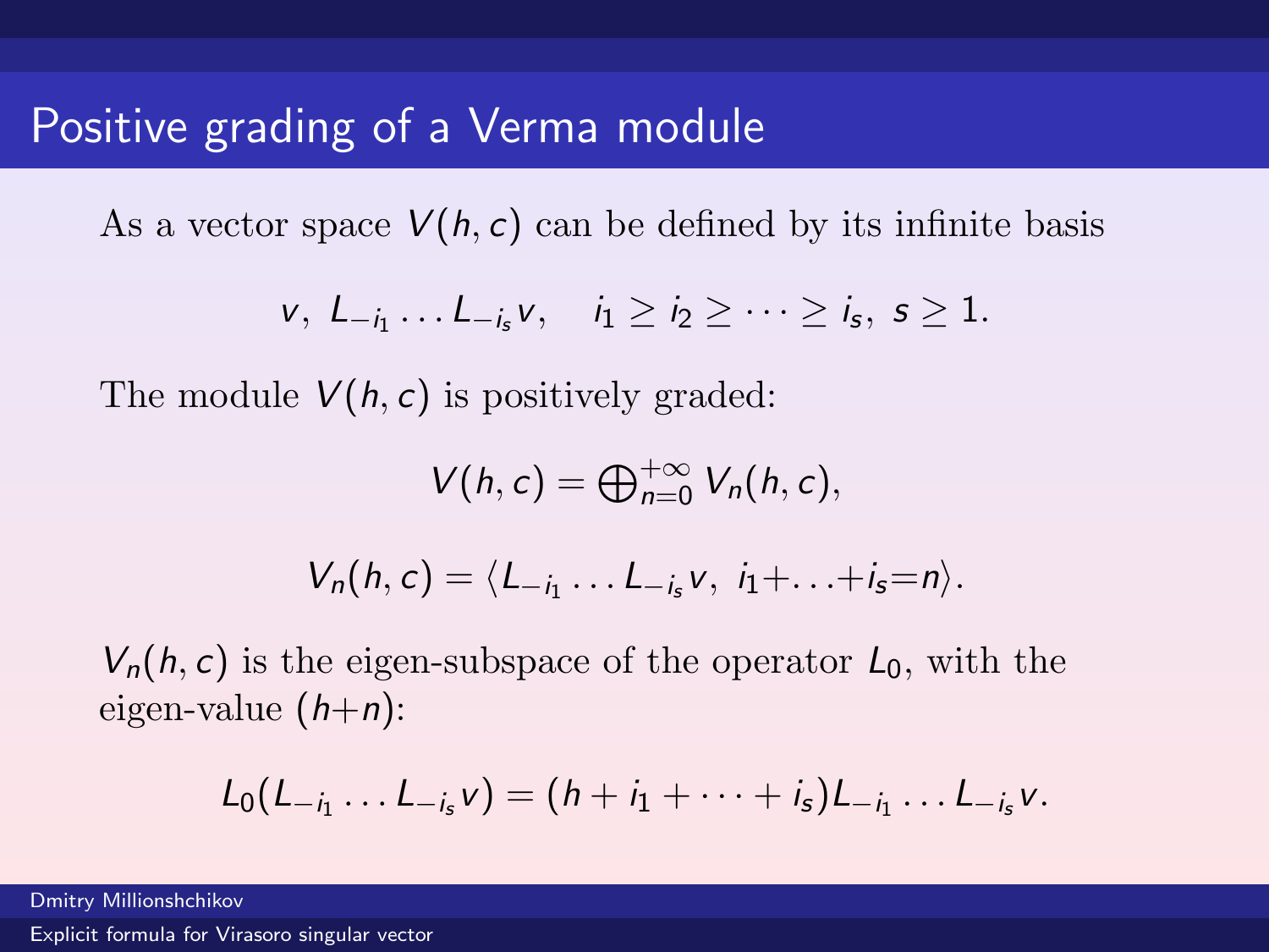# Positive grading of a Verma module

As a vector space $V(h,c)$ can be defined by its infinite basis

$$v,\ L_{-i_1}\dots L_{-i_s}v, \quad i_1 \geq i_2 \geq \dots \geq i_s,\ s \geq 1.$$

The module $V(h,c)$ is positively graded:

$$V(h,c) = \bigoplus_{n=0}^{+\infty} V_n(h,c),$$

$$V_n(h,c) = \langle L_{-i_1}\dots L_{-i_s}v,\ i_1+\ldots+i_s=n\rangle.$$

$V_n(h,c)$ is the eigen-subspace of the operator $L_0$, with the eigen-value $(h+n)$:

$$L_0(L_{-i_1}\dots L_{-i_s}v) = (h + i_1 + \dots + i_s)L_{-i_1}\dots L_{-i_s}v.$$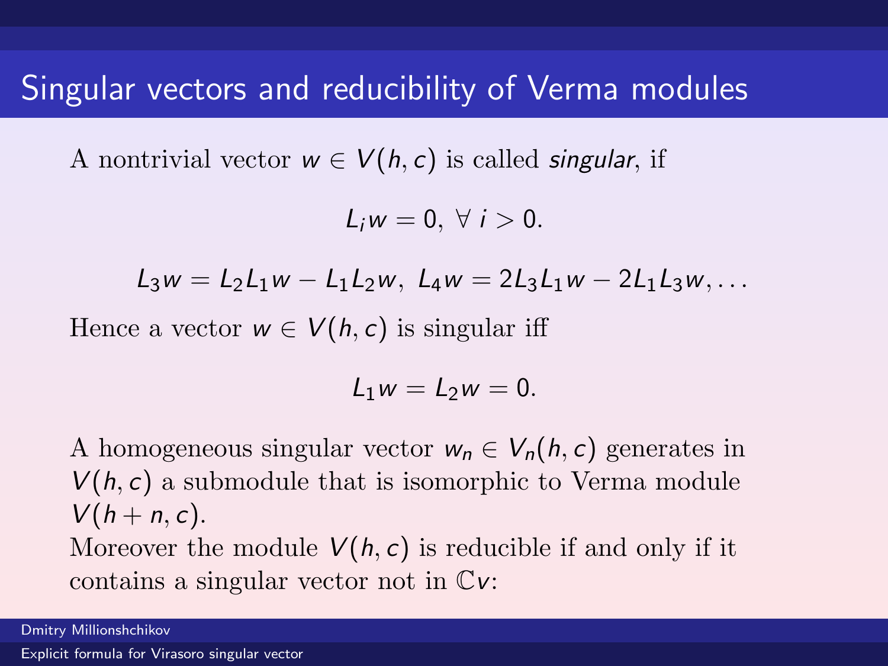# Singular vectors and reducibility of Verma modules

A nontrivial vector $w \in V(h, c)$ is called *singular*, if

$$L_i w = 0, \ \forall \ i > 0.$$

$$L_3 w = L_2 L_1 w - L_1 L_2 w, \ L_4 w = 2 L_3 L_1 w - 2 L_1 L_3 w, \ldots$$

Hence a vector $w \in V(h, c)$ is singular iff

$$L_1 w = L_2 w = 0.$$

A homogeneous singular vector $w_n \in V_n(h, c)$ generates in $V(h, c)$ a submodule that is isomorphic to Verma module $V(h + n, c)$.

Moreover the module $V(h, c)$ is reducible if and only if it contains a singular vector not in $\mathbb{C}v$: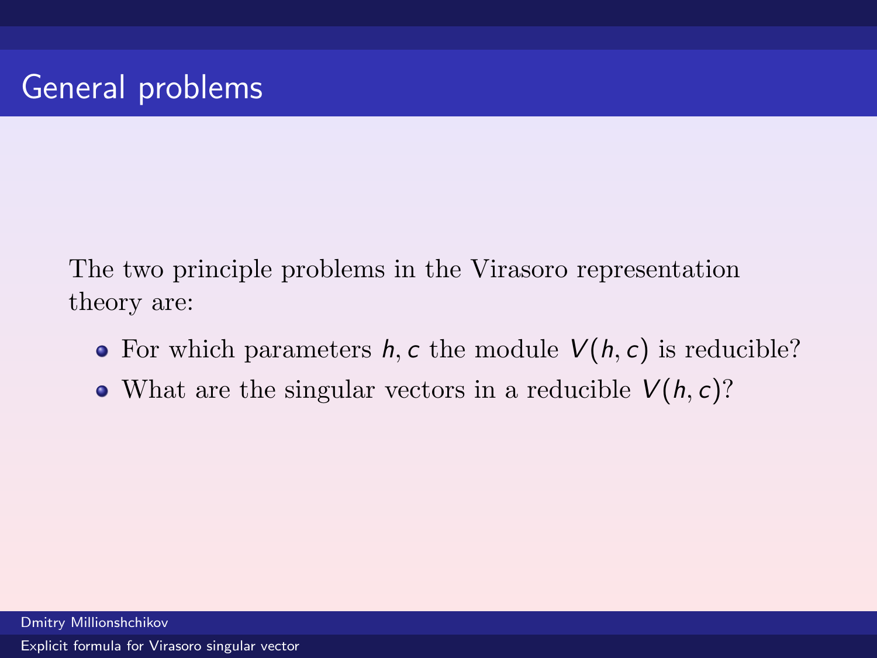# General problems

The two principle problems in the Virasoro representation theory are:

- For which parameters $h, c$ the module $V(h, c)$ is reducible?
- What are the singular vectors in a reducible $V(h, c)$?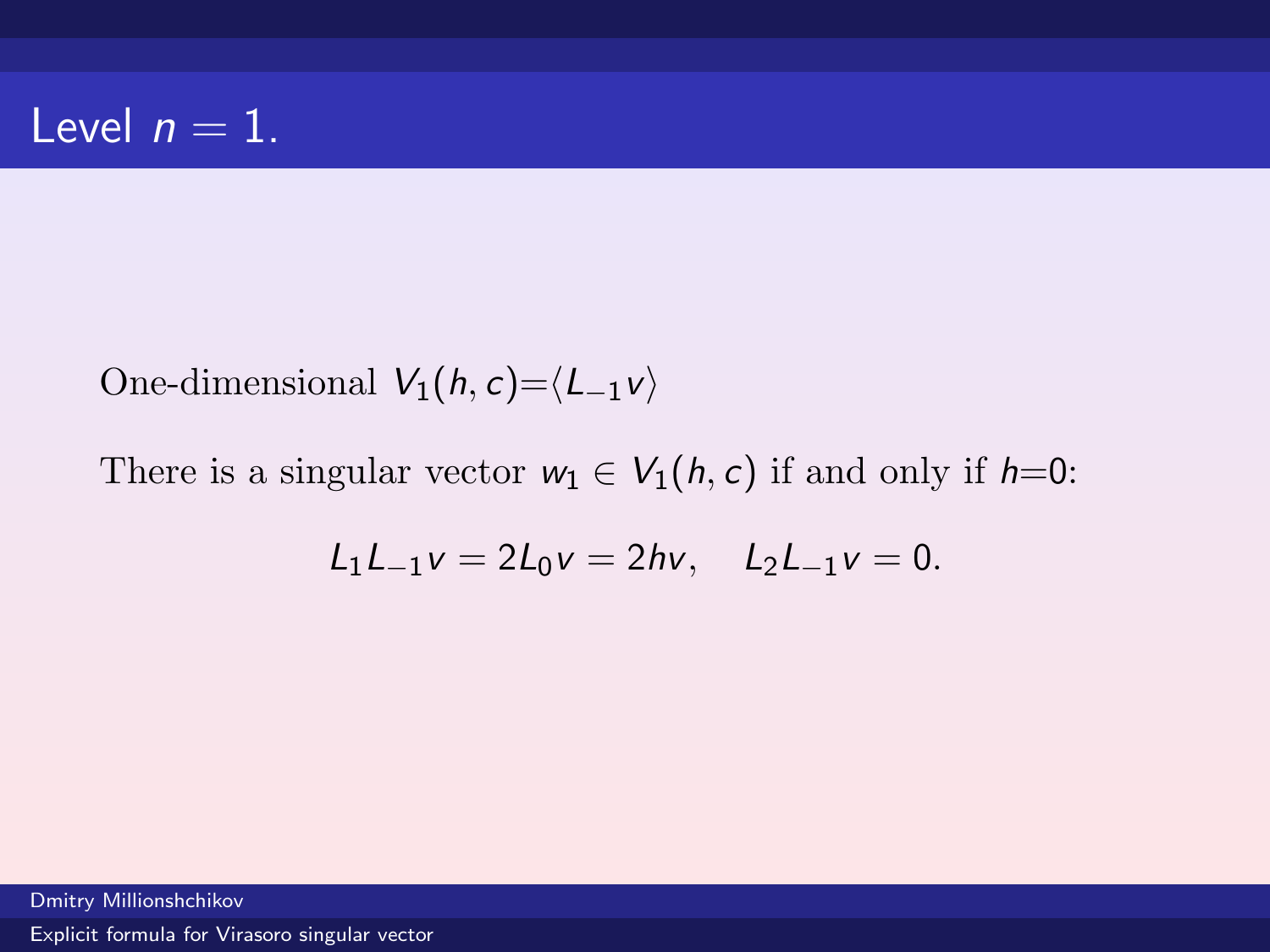# Level $n = 1$.

One-dimensional $V_1(h,c)=\langle L_{-1}v\rangle$

There is a singular vector $w_1 \in V_1(h,c)$ if and only if $h=0$:

$$L_1 L_{-1} v = 2L_0 v = 2hv, \quad L_2 L_{-1} v = 0.$$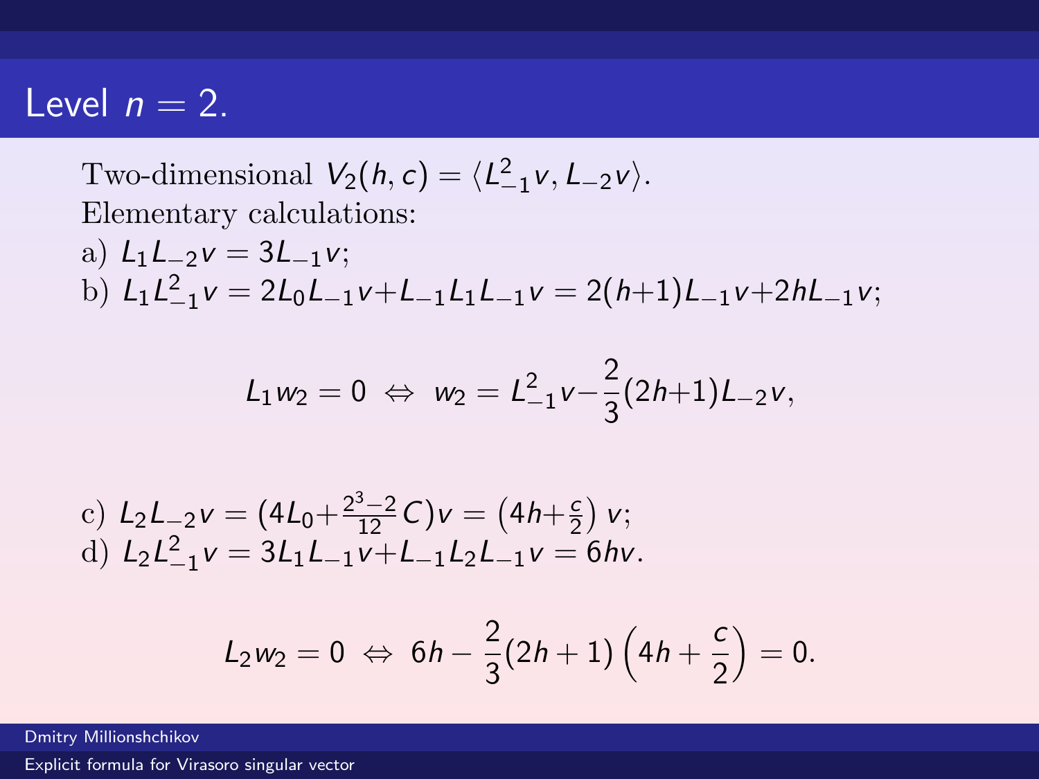# Level $n = 2$.

Two-dimensional $V_2(h,c) = \langle L_{-1}^2 v, L_{-2} v \rangle$.
Elementary calculations:
a) $L_1 L_{-2} v = 3L_{-1} v$;
b) $L_1 L_{-1}^2 v = 2L_0 L_{-1} v + L_{-1} L_1 L_{-1} v = 2(h+1)L_{-1} v + 2hL_{-1} v$;

$$L_1 w_2 = 0 \;\Leftrightarrow\; w_2 = L_{-1}^2 v - \frac{2}{3}(2h+1)L_{-2} v,$$

c) $L_2 L_{-2} v = (4L_0 + \frac{2^3-2}{12} C)v = \left(4h + \frac{c}{2}\right) v$;
d) $L_2 L_{-1}^2 v = 3L_1 L_{-1} v + L_{-1} L_2 L_{-1} v = 6hv$.

$$L_2 w_2 = 0 \;\Leftrightarrow\; 6h - \frac{2}{3}(2h+1)\left(4h + \frac{c}{2}\right) = 0.$$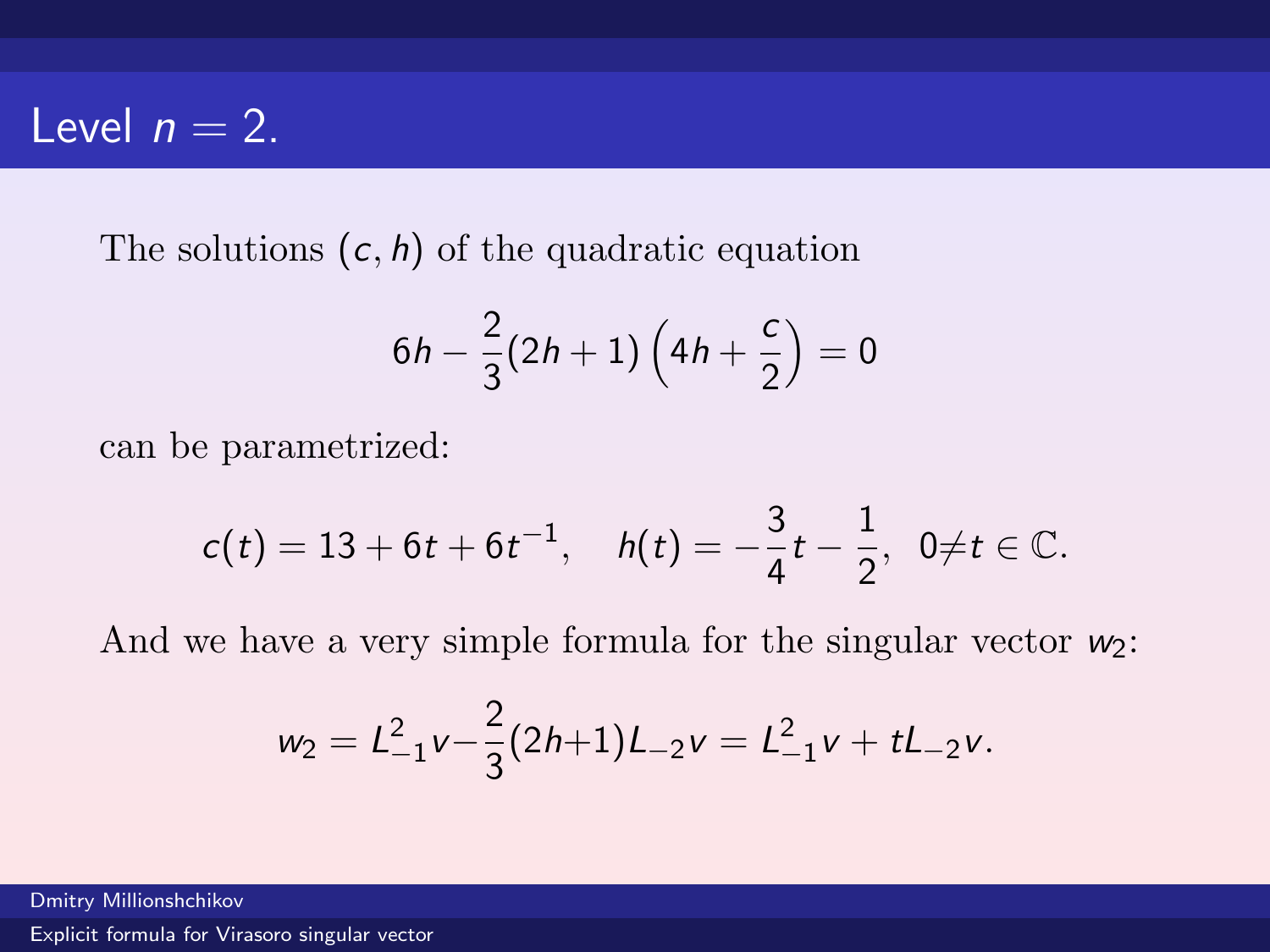# Level $n = 2$.

The solutions $(c, h)$ of the quadratic equation

$$6h - \frac{2}{3}(2h+1)\left(4h + \frac{c}{2}\right) = 0$$

can be parametrized:

$$c(t) = 13 + 6t + 6t^{-1}, \quad h(t) = -\frac{3}{4}t - \frac{1}{2}, \;\; 0 \neq t \in \mathbb{C}.$$

And we have a very simple formula for the singular vector $w_2$:

$$w_2 = L_{-1}^2 v - \frac{2}{3}(2h+1)L_{-2}v = L_{-1}^2 v + tL_{-2}v.$$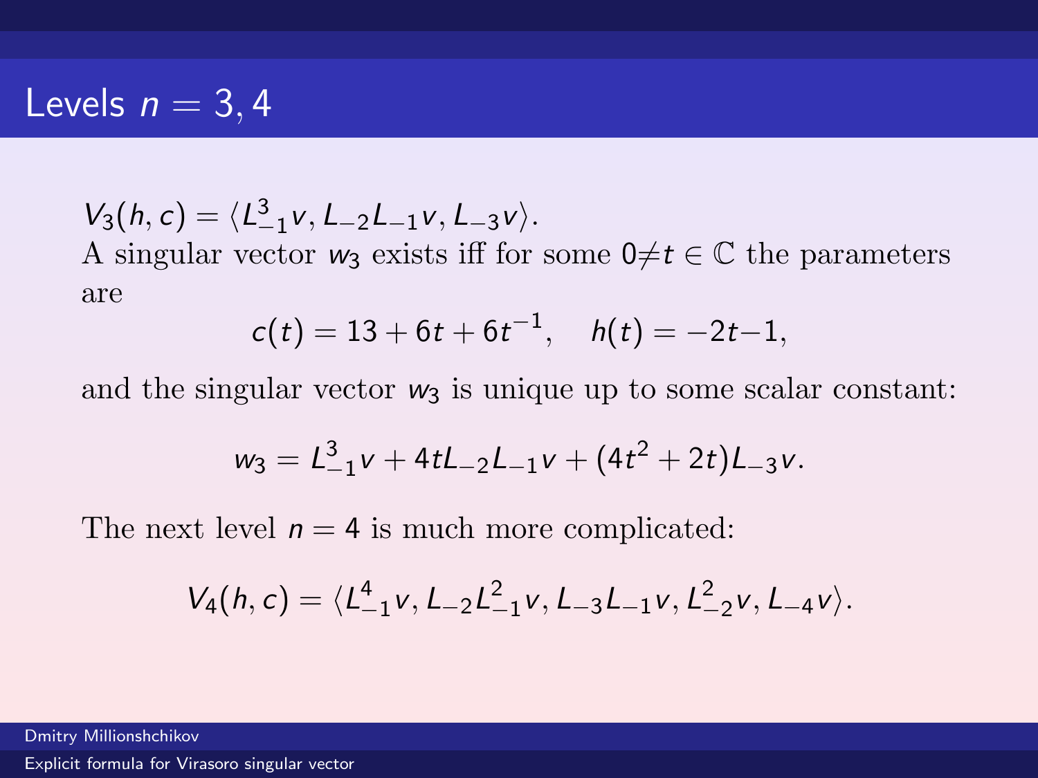# Levels $n = 3, 4$

$V_3(h, c) = \langle L_{-1}^3 v, L_{-2}L_{-1}v, L_{-3}v \rangle$.
A singular vector $w_3$ exists iff for some $0 \neq t \in \mathbb{C}$ the parameters are

$$c(t) = 13 + 6t + 6t^{-1}, \quad h(t) = -2t - 1,$$

and the singular vector $w_3$ is unique up to some scalar constant:

$$w_3 = L_{-1}^3 v + 4tL_{-2}L_{-1}v + (4t^2 + 2t)L_{-3}v.$$

The next level $n = 4$ is much more complicated:

$$V_4(h, c) = \langle L_{-1}^4 v, L_{-2}L_{-1}^2 v, L_{-3}L_{-1}v, L_{-2}^2 v, L_{-4}v \rangle.$$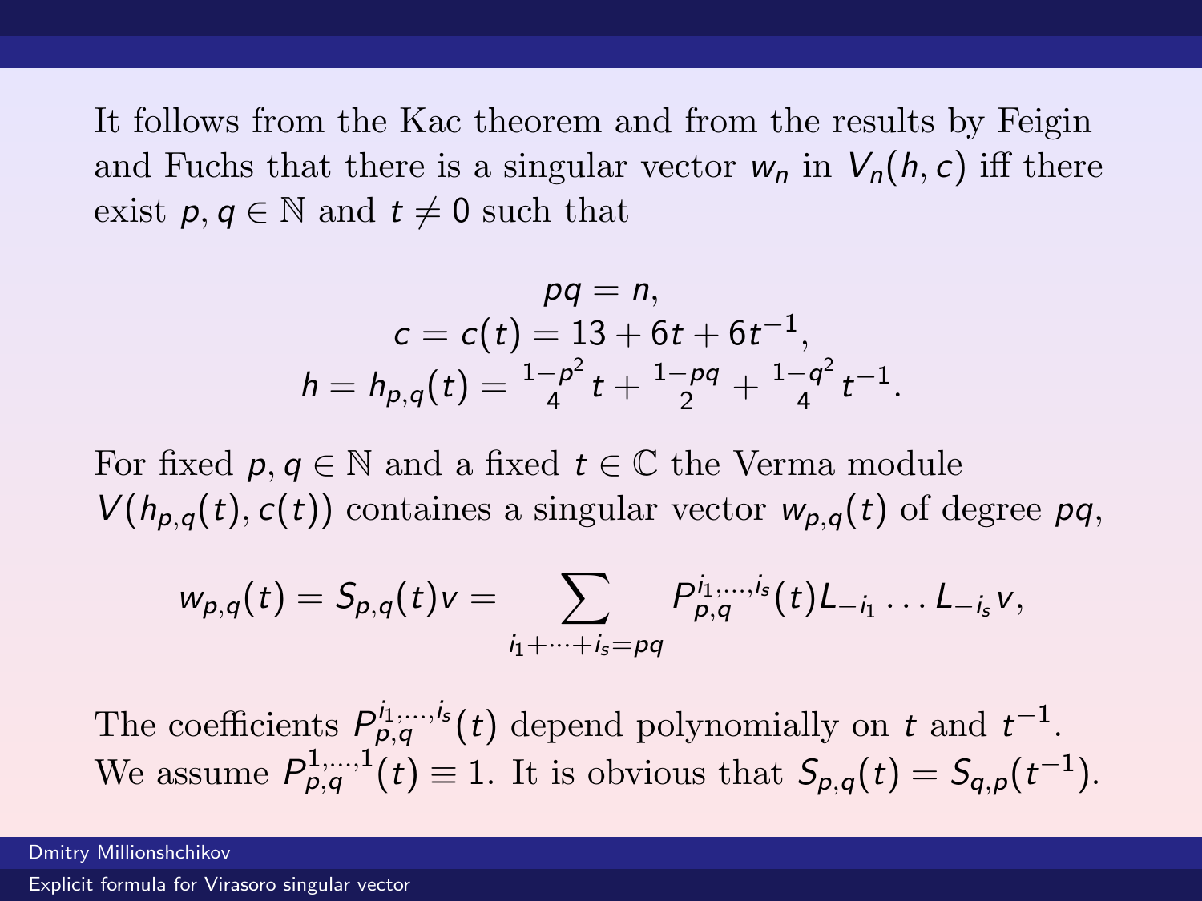It follows from the Kac theorem and from the results by Feigin and Fuchs that there is a singular vector $w_n$ in $V_n(h, c)$ iff there exist $p, q \in \mathbb{N}$ and $t \neq 0$ such that

$$
\begin{gathered}
pq = n, \\
c = c(t) = 13 + 6t + 6t^{-1}, \\
h = h_{p,q}(t) = \tfrac{1-p^2}{4} t + \tfrac{1-pq}{2} + \tfrac{1-q^2}{4} t^{-1}.
\end{gathered}
$$

For fixed $p, q \in \mathbb{N}$ and a fixed $t \in \mathbb{C}$ the Verma module $V(h_{p,q}(t), c(t))$ containes a singular vector $w_{p,q}(t)$ of degree $pq$,

$$
w_{p,q}(t) = S_{p,q}(t) v = \sum_{i_1 + \dots + i_s = pq} P_{p,q}^{i_1, \dots, i_s}(t) L_{-i_1} \dots L_{-i_s} v,
$$

The coefficients $P_{p,q}^{i_1, \dots, i_s}(t)$ depend polynomially on $t$ and $t^{-1}$. We assume $P_{p,q}^{1, \dots, 1}(t) \equiv 1$. It is obvious that $S_{p,q}(t) = S_{q,p}(t^{-1})$.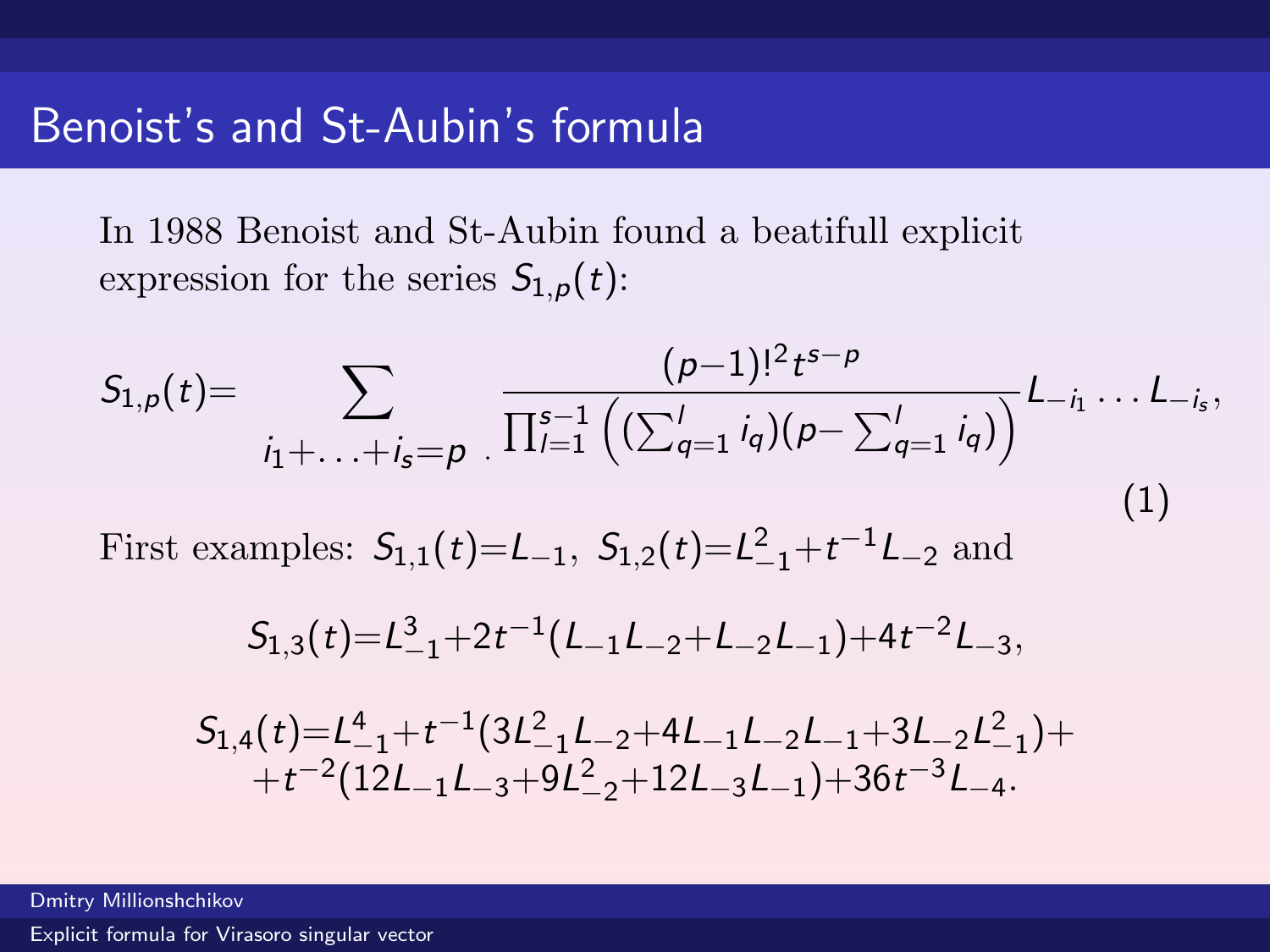# Benoist's and St-Aubin's formula

In 1988 Benoist and St-Aubin found a beatifull explicit expression for the series $S_{1,p}(t)$:

$$S_{1,p}(t) = \sum_{i_1+\ldots+i_s=p} \frac{(p-1)!^2 t^{s-p}}{\prod_{l=1}^{s-1}\left((\sum_{q=1}^{l} i_q)(p - \sum_{q=1}^{l} i_q)\right)} L_{-i_1}\ldots L_{-i_s}, \tag{1}$$

First examples: $S_{1,1}(t)=L_{-1}$, $S_{1,2}(t)=L_{-1}^2+t^{-1}L_{-2}$ and

$$S_{1,3}(t)=L_{-1}^3+2t^{-1}(L_{-1}L_{-2}+L_{-2}L_{-1})+4t^{-2}L_{-3},$$

$$S_{1,4}(t)=L_{-1}^4+t^{-1}(3L_{-1}^2L_{-2}+4L_{-1}L_{-2}L_{-1}+3L_{-2}L_{-1}^2)+ \\ +t^{-2}(12L_{-1}L_{-3}+9L_{-2}^2+12L_{-3}L_{-1})+36t^{-3}L_{-4}.$$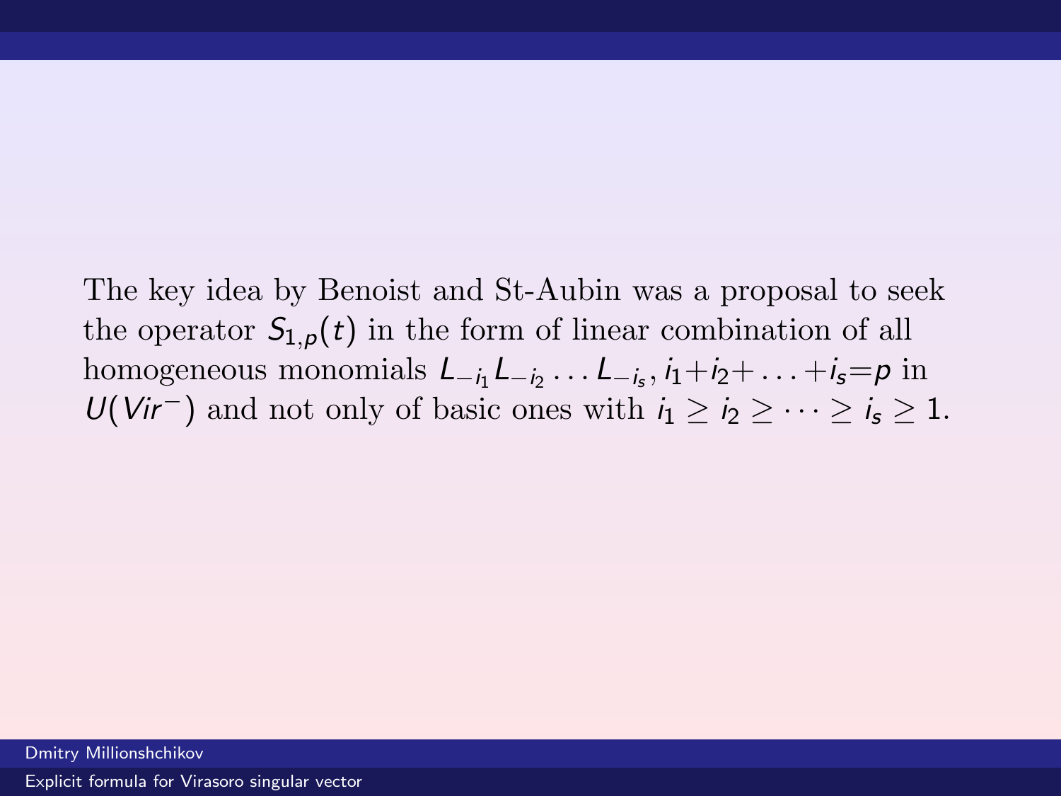The key idea by Benoist and St-Aubin was a proposal to seek the operator $S_{1,p}(t)$ in the form of linear combination of all homogeneous monomials $L_{-i_1}L_{-i_2}\dots L_{-i_s}, i_1{+}i_2{+}\dots{+}i_s{=}p$ in $U(Vir^-)$ and not only of basic ones with $i_1 \geq i_2 \geq \dots \geq i_s \geq 1$.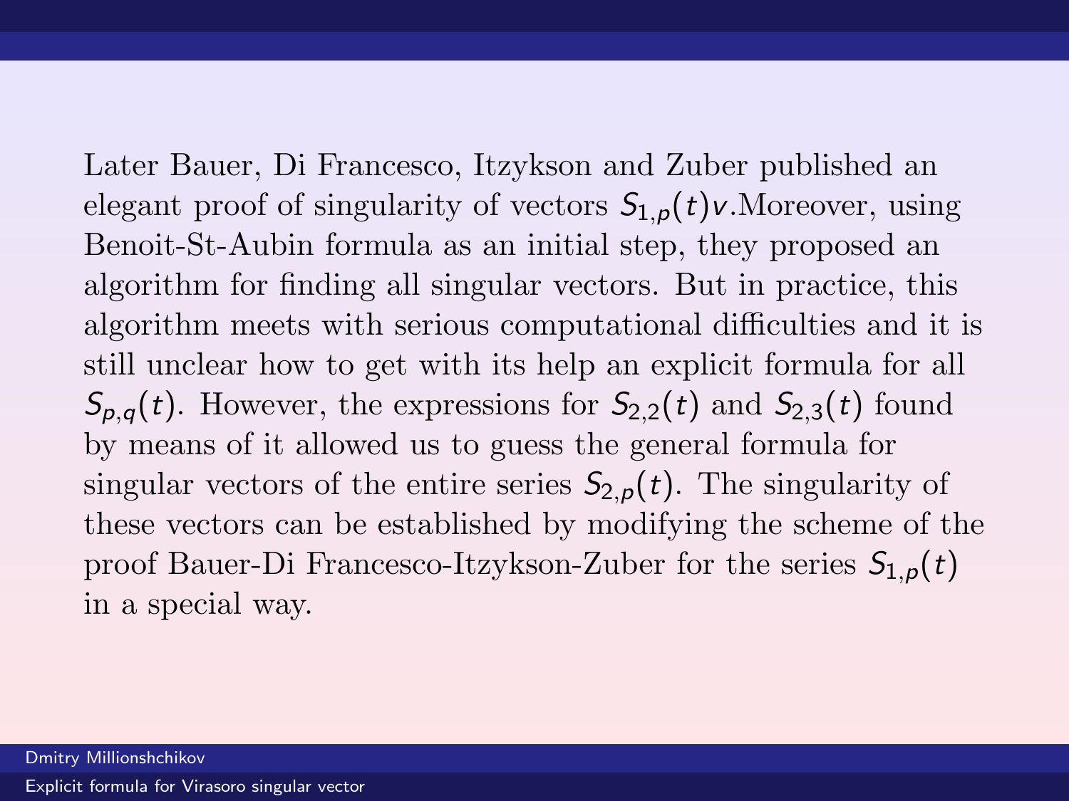Later Bauer, Di Francesco, Itzykson and Zuber published an elegant proof of singularity of vectors $S_{1,p}(t)v$.Moreover, using Benoit-St-Aubin formula as an initial step, they proposed an algorithm for finding all singular vectors. But in practice, this algorithm meets with serious computational difficulties and it is still unclear how to get with its help an explicit formula for all $S_{p,q}(t)$. However, the expressions for $S_{2,2}(t)$ and $S_{2,3}(t)$ found by means of it allowed us to guess the general formula for singular vectors of the entire series $S_{2,p}(t)$. The singularity of these vectors can be established by modifying the scheme of the proof Bauer-Di Francesco-Itzykson-Zuber for the series $S_{1,p}(t)$ in a special way.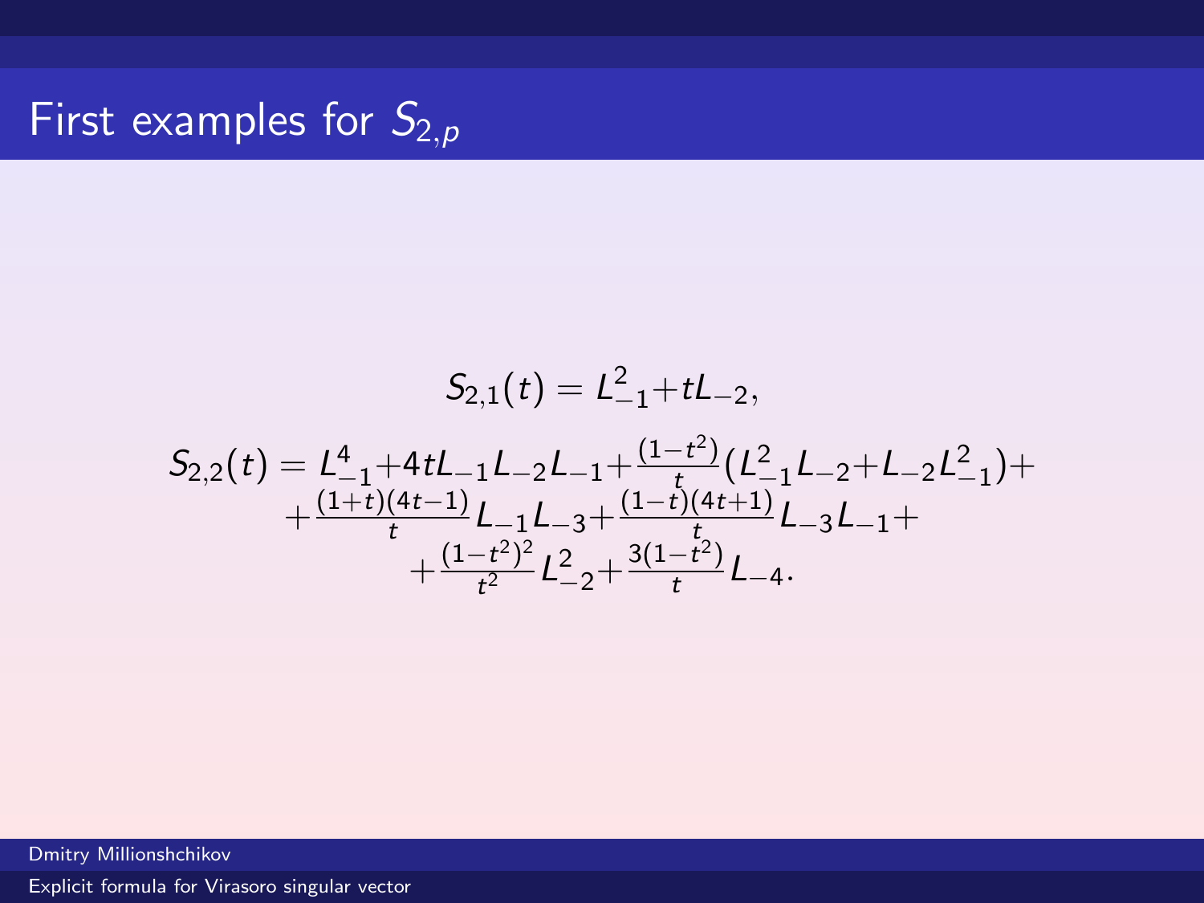# First examples for $S_{2,p}$

$$S_{2,1}(t) = L_{-1}^2 + tL_{-2},$$

$$\begin{gathered}
S_{2,2}(t) = L_{-1}^4 + 4tL_{-1}L_{-2}L_{-1} + \frac{(1-t^2)}{t}(L_{-1}^2L_{-2} + L_{-2}L_{-1}^2) + \\
+ \frac{(1+t)(4t-1)}{t}L_{-1}L_{-3} + \frac{(1-t)(4t+1)}{t}L_{-3}L_{-1} + \\
+ \frac{(1-t^2)^2}{t^2}L_{-2}^2 + \frac{3(1-t^2)}{t}L_{-4}.
\end{gathered}$$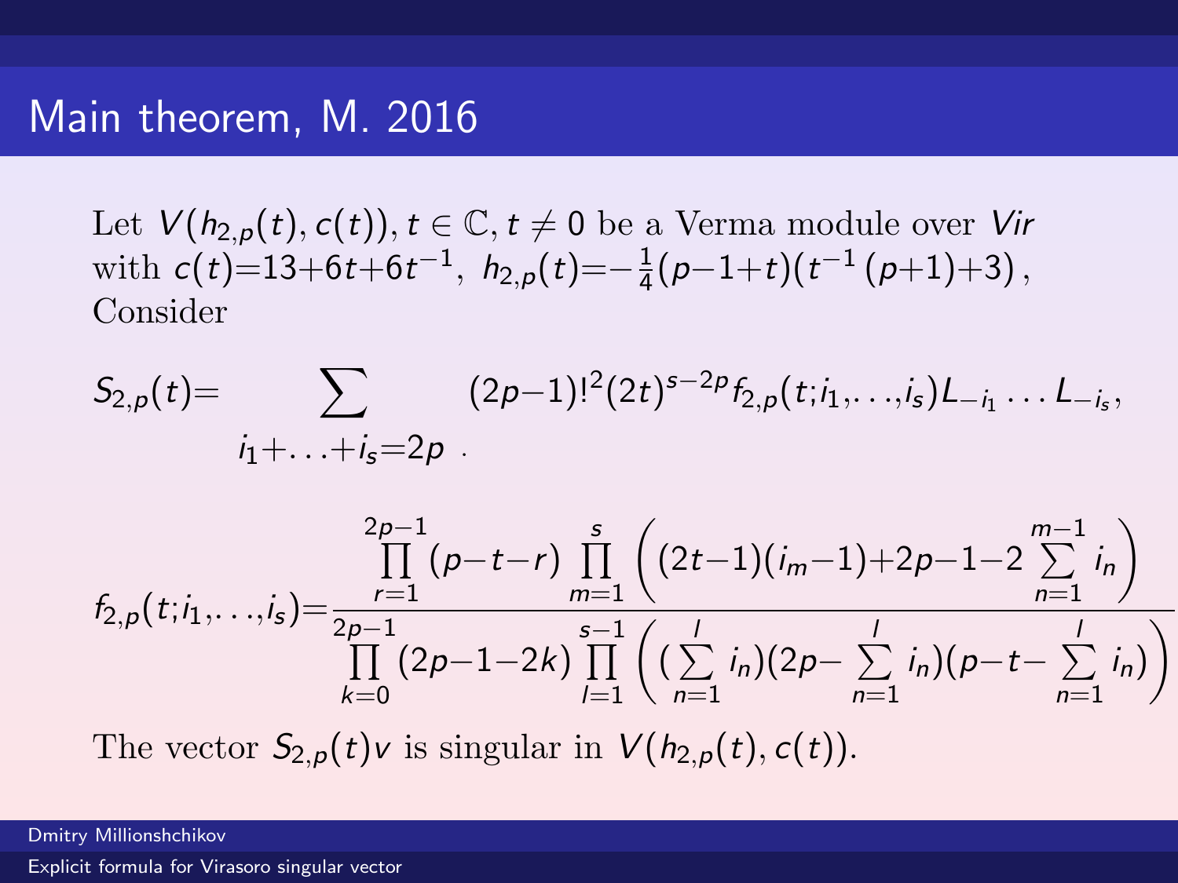# Main theorem, M. 2016

Let $V(h_{2,p}(t), c(t)), t \in \mathbb{C}, t \neq 0$ be a Verma module over $Vir$ with $c(t){=}13{+}6t{+}6t^{-1}$, $h_{2,p}(t){=}{-}\frac{1}{4}(p{-}1{+}t)(t^{-1}(p{+}1){+}3)$, Consider

$$S_{2,p}(t){=}\sum_{i_1+\ldots+i_s=2p} (2p{-}1)!^2(2t)^{s-2p} f_{2,p}(t;i_1,\ldots,i_s) L_{-i_1}\ldots L_{-i_s},$$

$$f_{2,p}(t;i_1,\ldots,i_s){=}\frac{\prod\limits_{r=1}^{2p-1}(p{-}t{-}r)\prod\limits_{m=1}^{s}\left((2t{-}1)(i_m{-}1){+}2p{-}1{-}2\sum\limits_{n=1}^{m-1} i_n\right)}{\prod\limits_{k=0}^{2p-1}(2p{-}1{-}2k)\prod\limits_{l=1}^{s-1}\left((\sum\limits_{n=1}^{l} i_n)(2p{-}\sum\limits_{n=1}^{l} i_n)(p{-}t{-}\sum\limits_{n=1}^{l} i_n)\right)}$$

The vector $S_{2,p}(t)v$ is singular in $V(h_{2,p}(t), c(t))$.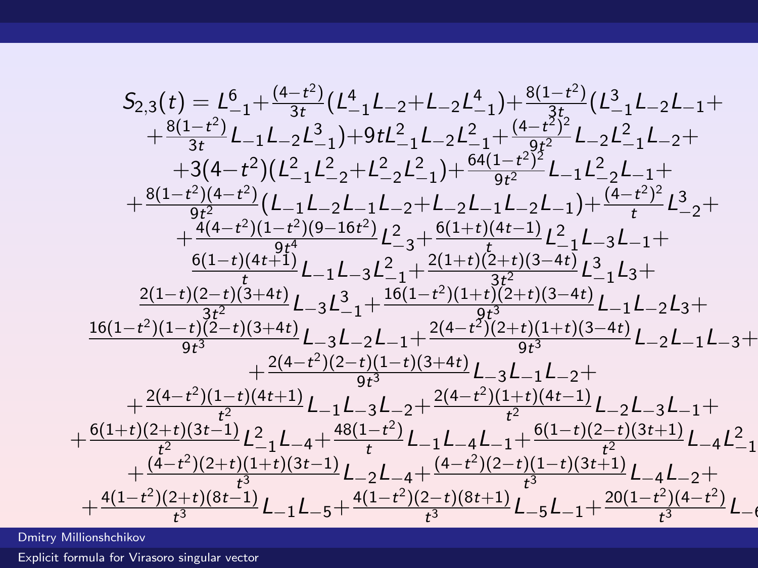$$
\begin{aligned}
S_{2,3}(t) = {} & L_{-1}^6 + \frac{(4-t^2)}{3t}(L_{-1}^4 L_{-2} + L_{-2} L_{-1}^4) + \frac{8(1-t^2)}{3t}(L_{-1}^3 L_{-2} L_{-1} + \\
& + \frac{8(1-t^2)}{3t} L_{-1} L_{-2} L_{-1}^3) + 9t L_{-1}^2 L_{-2} L_{-1}^2 + \frac{(4-t^2)^2}{9t^2} L_{-2} L_{-1}^2 L_{-2} + \\
& + 3(4-t^2)(L_{-1}^2 L_{-2}^2 + L_{-2}^2 L_{-1}^2) + \frac{64(1-t^2)^2}{9t^2} L_{-1} L_{-2}^2 L_{-1} + \\
& + \frac{8(1-t^2)(4-t^2)}{9t^2}(L_{-1} L_{-2} L_{-1} L_{-2} + L_{-2} L_{-1} L_{-2} L_{-1}) + \frac{(4-t^2)^2}{t} L_{-2}^3 + \\
& + \frac{4(4-t^2)(1-t^2)(9-16t^2)}{9t^4} L_{-3}^2 + \frac{6(1+t)(4t-1)}{t} L_{-1}^2 L_{-3} L_{-1} + \\
& \frac{6(1-t)(4t+1)}{t} L_{-1} L_{-3} L_{-1}^2 + \frac{2(1+t)(2+t)(3-4t)}{3t^2} L_{-1}^3 L_3 + \\
& \frac{2(1-t)(2-t)(3+4t)}{3t^2} L_{-3} L_{-1}^3 + \frac{16(1-t^2)(1+t)(2+t)(3-4t)}{9t^3} L_{-1} L_{-2} L_3 + \\
& \frac{16(1-t^2)(1-t)(2-t)(3+4t)}{9t^3} L_{-3} L_{-2} L_{-1} + \frac{2(4-t^2)(2+t)(1+t)(3-4t)}{9t^3} L_{-2} L_{-1} L_{-3} + \\
& + \frac{2(4-t^2)(2-t)(1-t)(3+4t)}{9t^3} L_{-3} L_{-1} L_{-2} + \\
& + \frac{2(4-t^2)(1-t)(4t+1)}{t^2} L_{-1} L_{-3} L_{-2} + \frac{2(4-t^2)(1+t)(4t-1)}{t^2} L_{-2} L_{-3} L_{-1} + \\
& + \frac{6(1+t)(2+t)(3t-1)}{t^2} L_{-1}^2 L_{-4} + \frac{48(1-t^2)}{t} L_{-1} L_{-4} L_{-1} + \frac{6(1-t)(2-t)(3t+1)}{t^2} L_{-4} L_{-1}^2 \\
& + \frac{(4-t^2)(2+t)(1+t)(3t-1)}{t^3} L_{-2} L_{-4} + \frac{(4-t^2)(2-t)(1-t)(3t+1)}{t^3} L_{-4} L_{-2} + \\
& + \frac{4(1-t^2)(2+t)(8t-1)}{t^3} L_{-1} L_{-5} + \frac{4(1-t^2)(2-t)(8t+1)}{t^3} L_{-5} L_{-1} + \frac{20(1-t^2)(4-t^2)}{t^3} L_{-6}
\end{aligned}
$$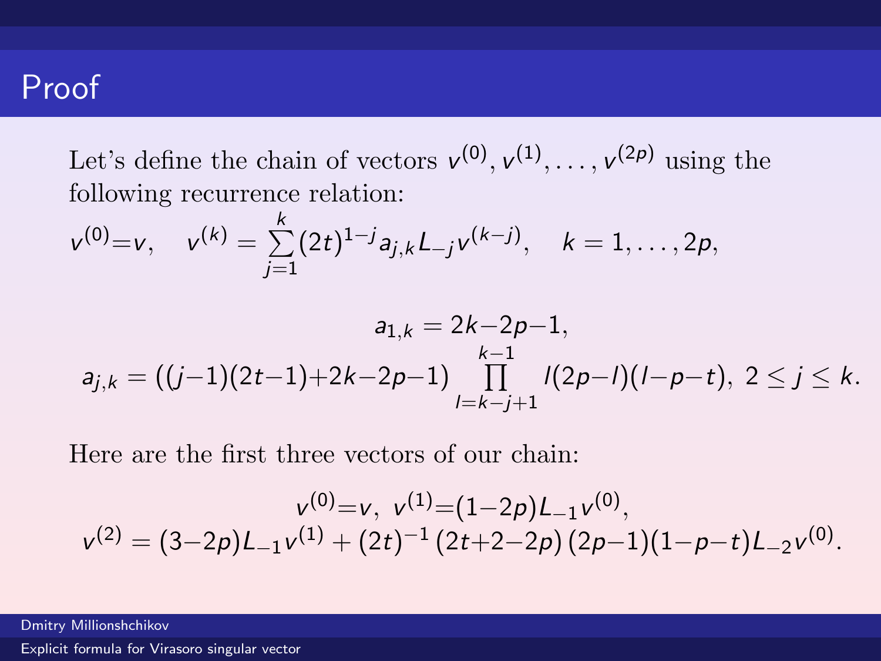# Proof

Let's define the chain of vectors $v^{(0)}, v^{(1)}, \ldots, v^{(2p)}$ using the following recurrence relation:

$$v^{(0)}{=}v, \quad v^{(k)} = \sum_{j=1}^{k} (2t)^{1-j} a_{j,k} L_{-j} v^{(k-j)}, \quad k = 1, \ldots, 2p,$$

$$a_{1,k} = 2k{-}2p{-}1,$$
$$a_{j,k} = ((j{-}1)(2t{-}1){+}2k{-}2p{-}1) \prod_{l=k-j+1}^{k-1} l(2p{-}l)(l{-}p{-}t),\ 2 \leq j \leq k.$$

Here are the first three vectors of our chain:

$$v^{(0)}{=}v,\ v^{(1)}{=}(1{-}2p)L_{-1}v^{(0)},$$
$$v^{(2)} = (3{-}2p)L_{-1}v^{(1)} + (2t)^{-1}\,(2t{+}2{-}2p)\,(2p{-}1)(1{-}p{-}t)L_{-2}v^{(0)}.$$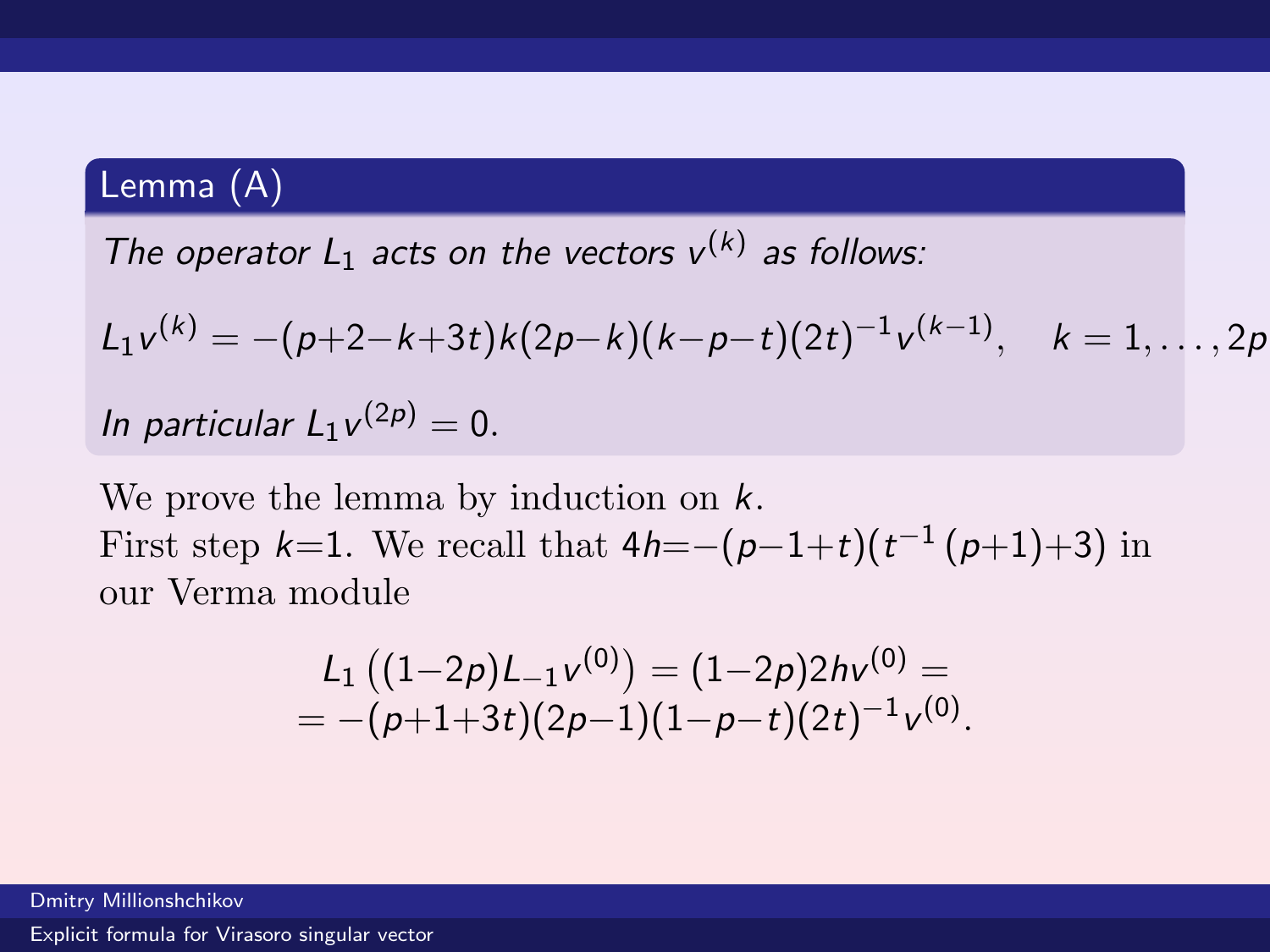**Lemma (A)**

*The operator $L_1$ acts on the vectors $v^{(k)}$ as follows:*

$$L_1 v^{(k)} = -(p+2-k+3t)k(2p-k)(k-p-t)(2t)^{-1}v^{(k-1)}, \quad k = 1, \ldots, 2p$$

*In particular $L_1 v^{(2p)} = 0$.*

We prove the lemma by induction on $k$.
First step $k$=1. We recall that $4h = -(p-1+t)(t^{-1}(p+1)+3)$ in our Verma module

$$L_1\left((1-2p)L_{-1}v^{(0)}\right) = (1-2p)2hv^{(0)} =$$
$$= -(p+1+3t)(2p-1)(1-p-t)(2t)^{-1}v^{(0)}.$$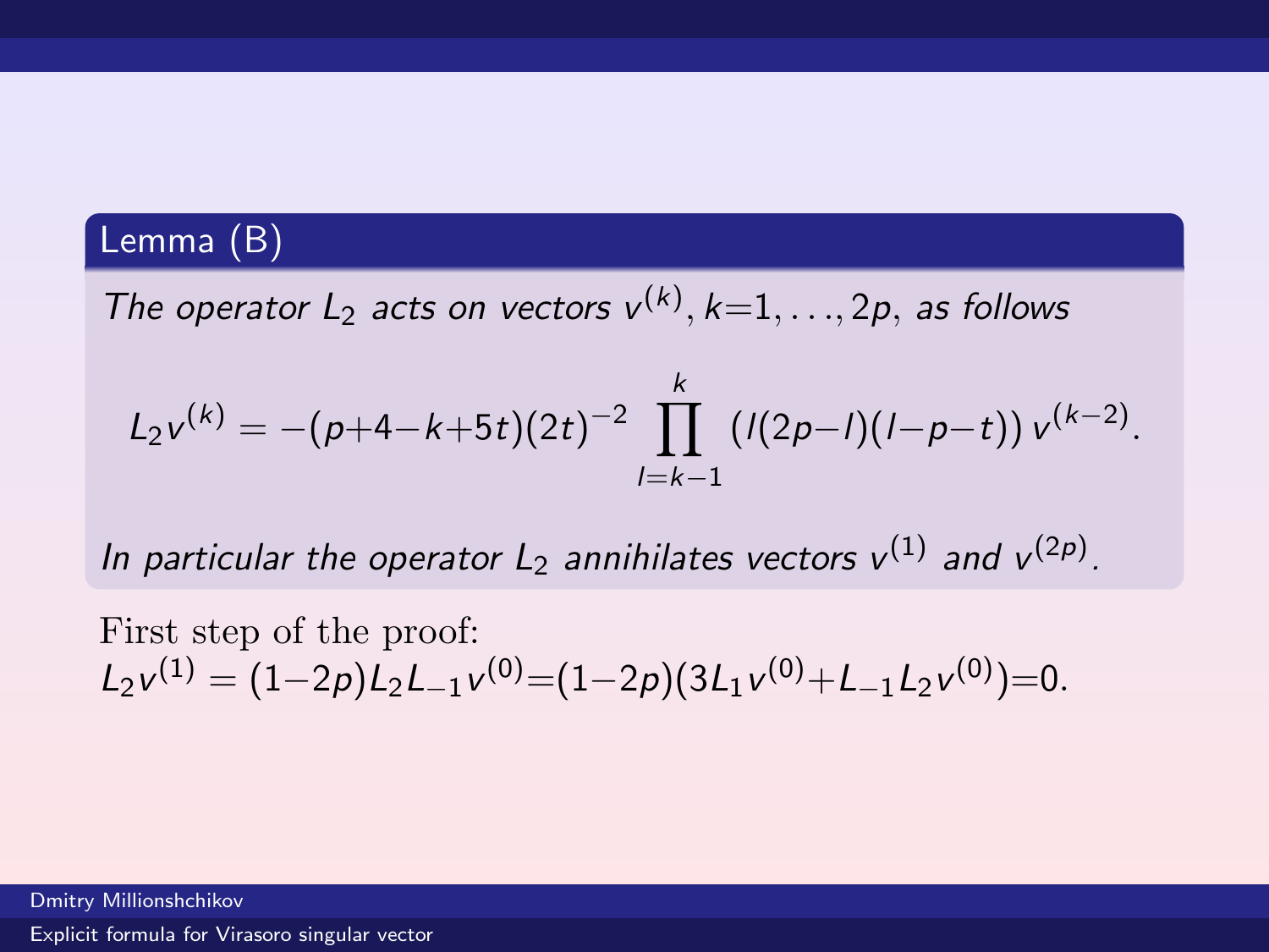**Lemma (B)**

*The operator $L_2$ acts on vectors $v^{(k)}, k{=}1,\dots,2p$, as follows*

$$L_2 v^{(k)} = -(p+4-k+5t)(2t)^{-2} \prod_{l=k-1}^{k} \left(l(2p-l)(l-p-t)\right) v^{(k-2)}.$$

*In particular the operator $L_2$ annihilates vectors $v^{(1)}$ and $v^{(2p)}$.*

First step of the proof:
$L_2 v^{(1)} = (1-2p) L_2 L_{-1} v^{(0)} = (1-2p)(3L_1 v^{(0)} + L_{-1} L_2 v^{(0)}) = 0.$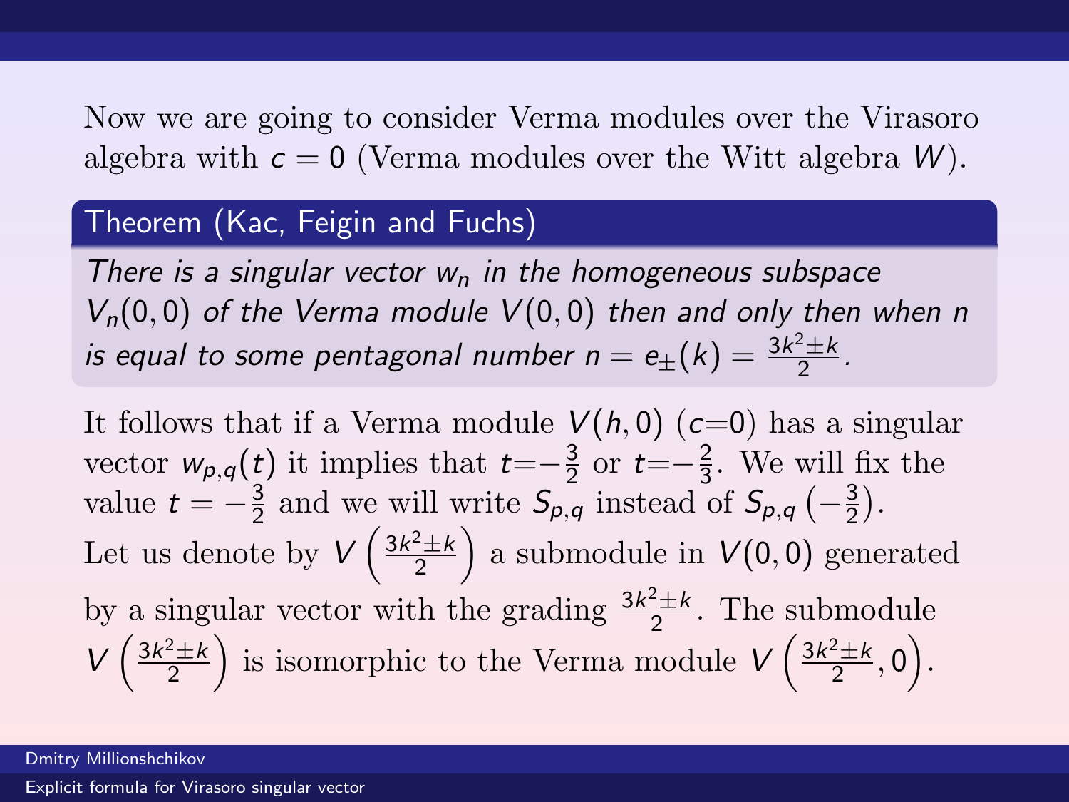Now we are going to consider Verma modules over the Virasoro algebra with $c = 0$ (Verma modules over the Witt algebra $W$).

**Theorem (Kac, Feigin and Fuchs)**

*There is a singular vector $w_n$ in the homogeneous subspace $V_n(0,0)$ of the Verma module $V(0,0)$ then and only then when $n$ is equal to some pentagonal number $n = e_{\pm}(k) = \frac{3k^2 \pm k}{2}$.*

It follows that if a Verma module $V(h, 0)$ ($c$=0) has a singular vector $w_{p,q}(t)$ it implies that $t$=$-\frac{3}{2}$ or $t$=$-\frac{2}{3}$. We will fix the value $t = -\frac{3}{2}$ and we will write $S_{p,q}$ instead of $S_{p,q}\left(-\frac{3}{2}\right)$.
Let us denote by $V\left(\frac{3k^2 \pm k}{2}\right)$ a submodule in $V(0,0)$ generated by a singular vector with the grading $\frac{3k^2 \pm k}{2}$. The submodule $V\left(\frac{3k^2 \pm k}{2}\right)$ is isomorphic to the Verma module $V\left(\frac{3k^2 \pm k}{2}, 0\right)$.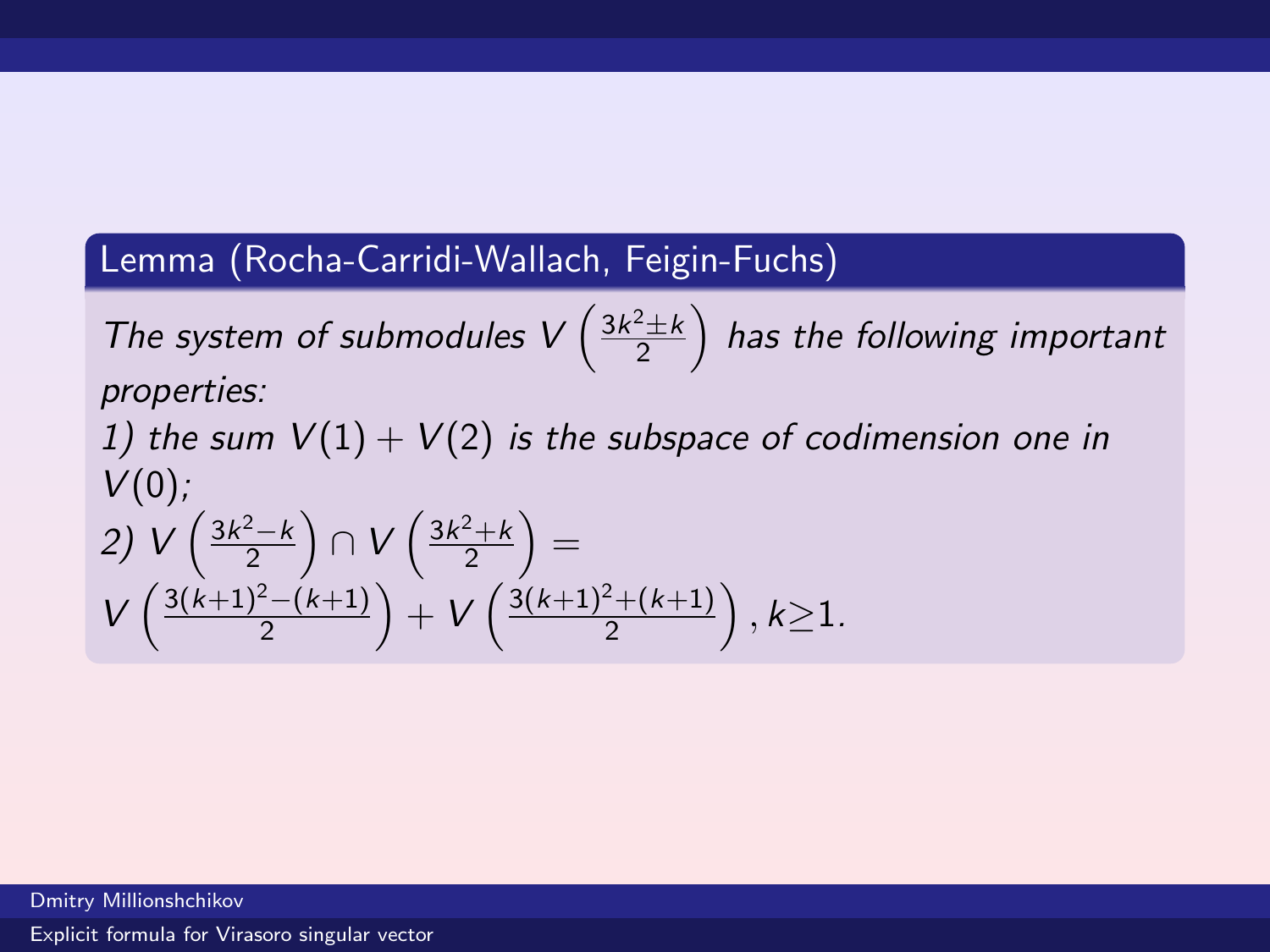**Lemma (Rocha-Carridi-Wallach, Feigin-Fuchs)**

*The system of submodules $V\left(\frac{3k^2 \pm k}{2}\right)$ has the following important properties:*

*1) the sum $V(1) + V(2)$ is the subspace of codimension one in $V(0)$;*

*2)* $V\left(\frac{3k^2 - k}{2}\right) \cap V\left(\frac{3k^2 + k}{2}\right) =$
$V\left(\frac{3(k+1)^2 - (k+1)}{2}\right) + V\left(\frac{3(k+1)^2 + (k+1)}{2}\right), k \geq 1.$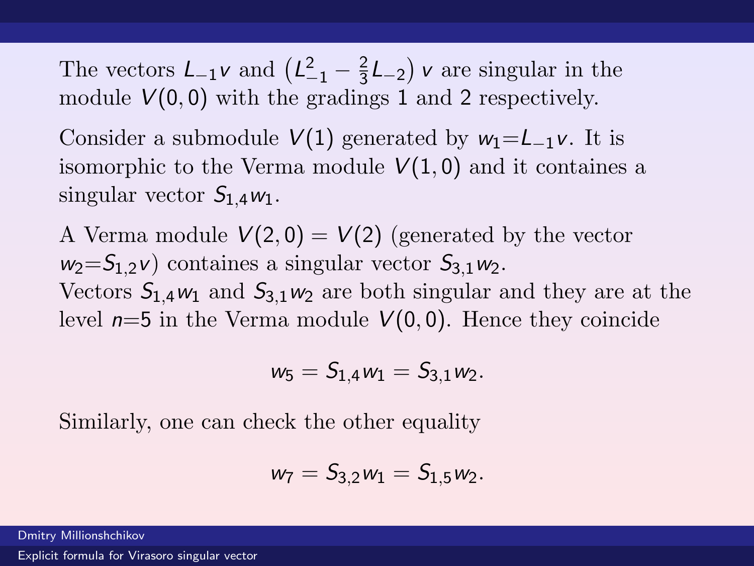The vectors $L_{-1}v$ and $\left(L_{-1}^2 - \frac{2}{3}L_{-2}\right)v$ are singular in the module $V(0,0)$ with the gradings 1 and 2 respectively.

Consider a submodule $V(1)$ generated by $w_1{=}L_{-1}v$. It is isomorphic to the Verma module $V(1,0)$ and it containes a singular vector $S_{1,4}w_1$.

A Verma module $V(2,0) = V(2)$ (generated by the vector $w_2{=}S_{1,2}v$) containes a singular vector $S_{3,1}w_2$.
Vectors $S_{1,4}w_1$ and $S_{3,1}w_2$ are both singular and they are at the level $n{=}5$ in the Verma module $V(0,0)$. Hence they coincide

$$w_5 = S_{1,4}w_1 = S_{3,1}w_2.$$

Similarly, one can check the other equality

$$w_7 = S_{3,2}w_1 = S_{1,5}w_2.$$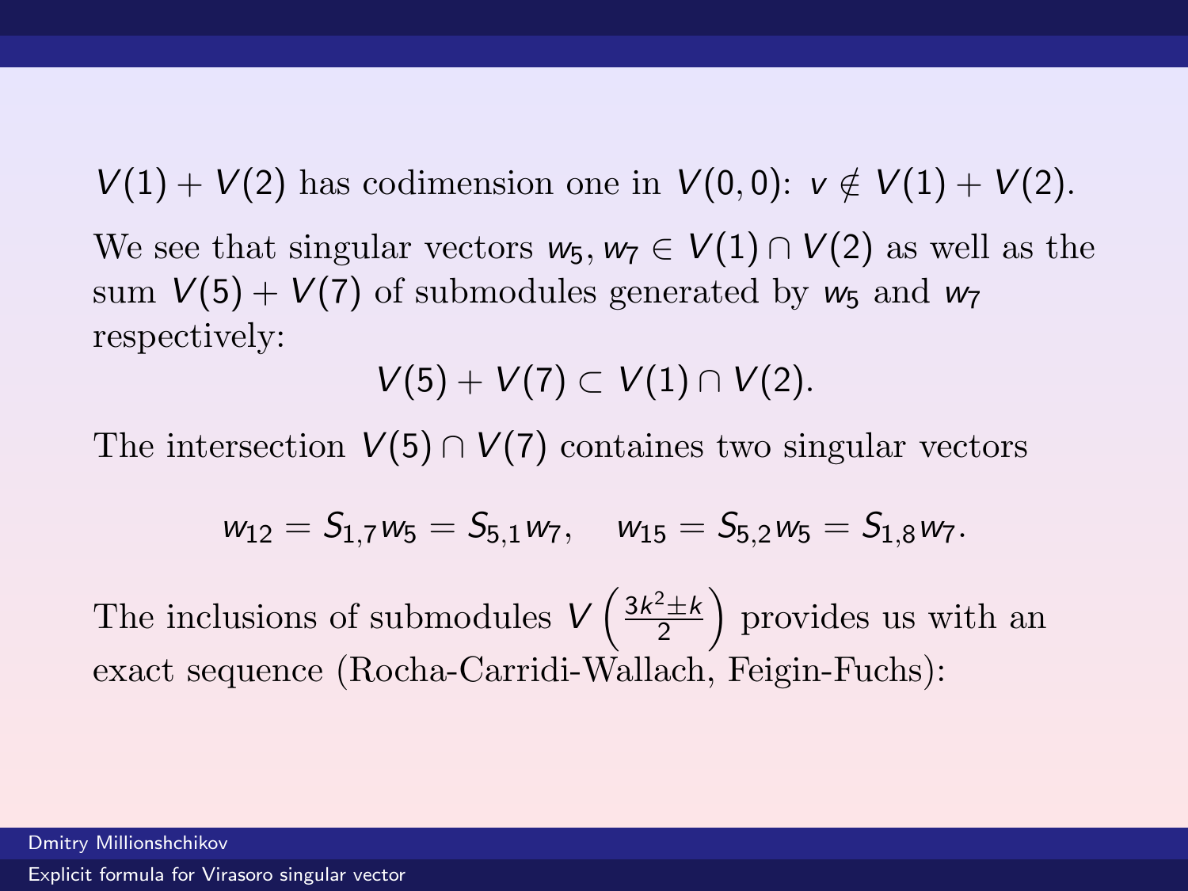$V(1) + V(2)$ has codimension one in $V(0,0)$: $v \notin V(1) + V(2)$.

We see that singular vectors $w_5, w_7 \in V(1) \cap V(2)$ as well as the sum $V(5) + V(7)$ of submodules generated by $w_5$ and $w_7$ respectively:

$$V(5) + V(7) \subset V(1) \cap V(2).$$

The intersection $V(5) \cap V(7)$ containes two singular vectors

$$w_{12} = S_{1,7} w_5 = S_{5,1} w_7, \quad w_{15} = S_{5,2} w_5 = S_{1,8} w_7.$$

The inclusions of submodules $V\left(\frac{3k^2 \pm k}{2}\right)$ provides us with an exact sequence (Rocha-Carridi-Wallach, Feigin-Fuchs):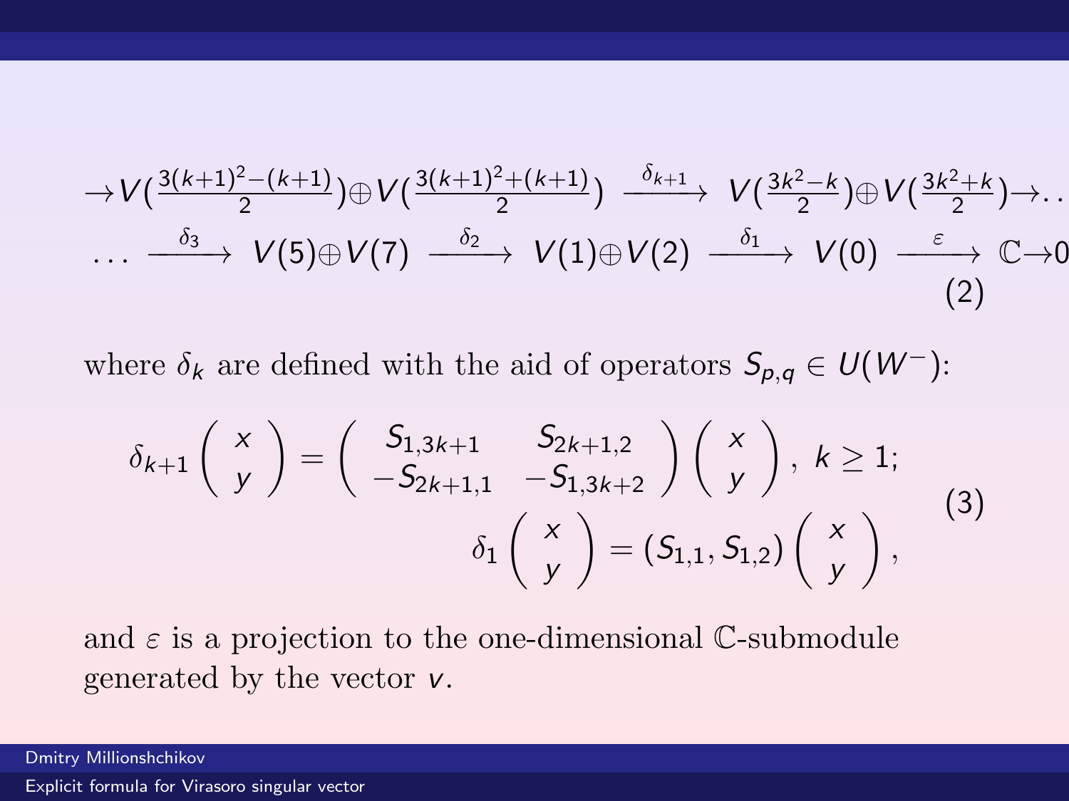$$\to V\left(\tfrac{3(k+1)^2-(k+1)}{2}\right)\oplus V\left(\tfrac{3(k+1)^2+(k+1)}{2}\right) \xrightarrow{\delta_{k+1}} V\left(\tfrac{3k^2-k}{2}\right)\oplus V\left(\tfrac{3k^2+k}{2}\right)\to \dots$$

$$\dots \xrightarrow{\delta_3} V(5)\oplus V(7) \xrightarrow{\delta_2} V(1)\oplus V(2) \xrightarrow{\delta_1} V(0) \xrightarrow{\varepsilon} \mathbb{C}\to 0 \qquad (2)$$

where $\delta_k$ are defined with the aid of operators $S_{p,q} \in U(W^-)$:

$$\delta_{k+1}\begin{pmatrix} x \\ y \end{pmatrix} = \begin{pmatrix} S_{1,3k+1} & S_{2k+1,2} \\ -S_{2k+1,1} & -S_{1,3k+2} \end{pmatrix}\begin{pmatrix} x \\ y \end{pmatrix},\ k \geq 1;$$

$$\delta_1\begin{pmatrix} x \\ y \end{pmatrix} = (S_{1,1}, S_{1,2})\begin{pmatrix} x \\ y \end{pmatrix}, \qquad (3)$$

and $\varepsilon$ is a projection to the one-dimensional $\mathbb{C}$-submodule generated by the vector $v$.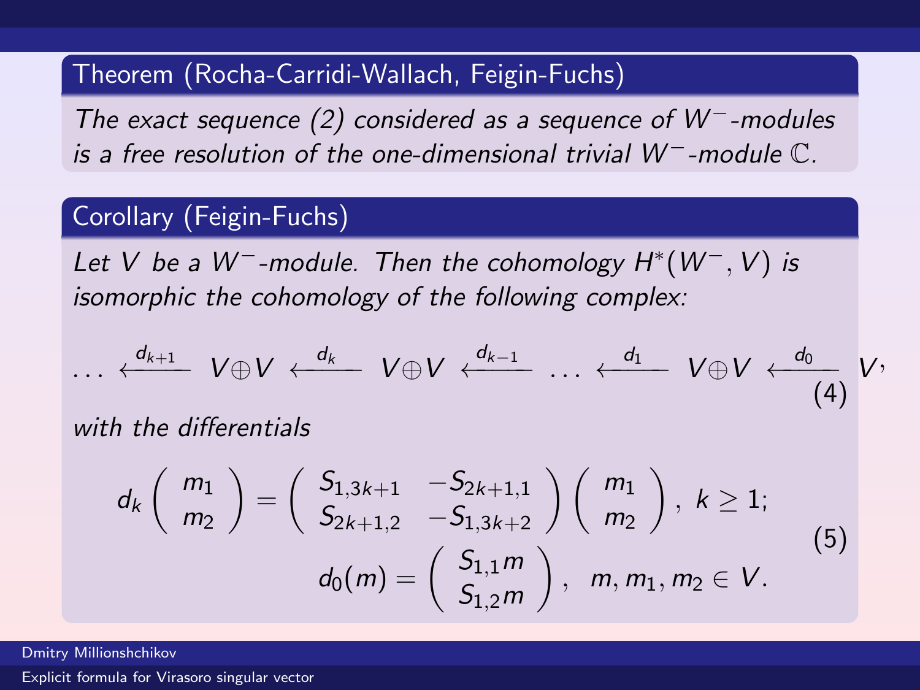**Theorem (Rocha-Carridi-Wallach, Feigin-Fuchs)**

*The exact sequence (2) considered as a sequence of $W^-$-modules is a free resolution of the one-dimensional trivial $W^-$-module $\mathbb{C}$.*

**Corollary (Feigin-Fuchs)**

*Let $V$ be a $W^-$-module. Then the cohomology $H^*(W^-, V)$ is isomorphic the cohomology of the following complex:*

$$\ldots \xleftarrow{d_{k+1}} V \oplus V \xleftarrow{d_k} V \oplus V \xleftarrow{d_{k-1}} \ldots \xleftarrow{d_1} V \oplus V \xleftarrow{d_0} V, \tag{4}$$

*with the differentials*

$$d_k \begin{pmatrix} m_1 \\ m_2 \end{pmatrix} = \begin{pmatrix} S_{1,3k+1} & -S_{2k+1,1} \\ S_{2k+1,2} & -S_{1,3k+2} \end{pmatrix} \begin{pmatrix} m_1 \\ m_2 \end{pmatrix}, \ k \geq 1;$$
$$d_0(m) = \begin{pmatrix} S_{1,1} m \\ S_{1,2} m \end{pmatrix}, \quad m, m_1, m_2 \in V. \tag{5}$$